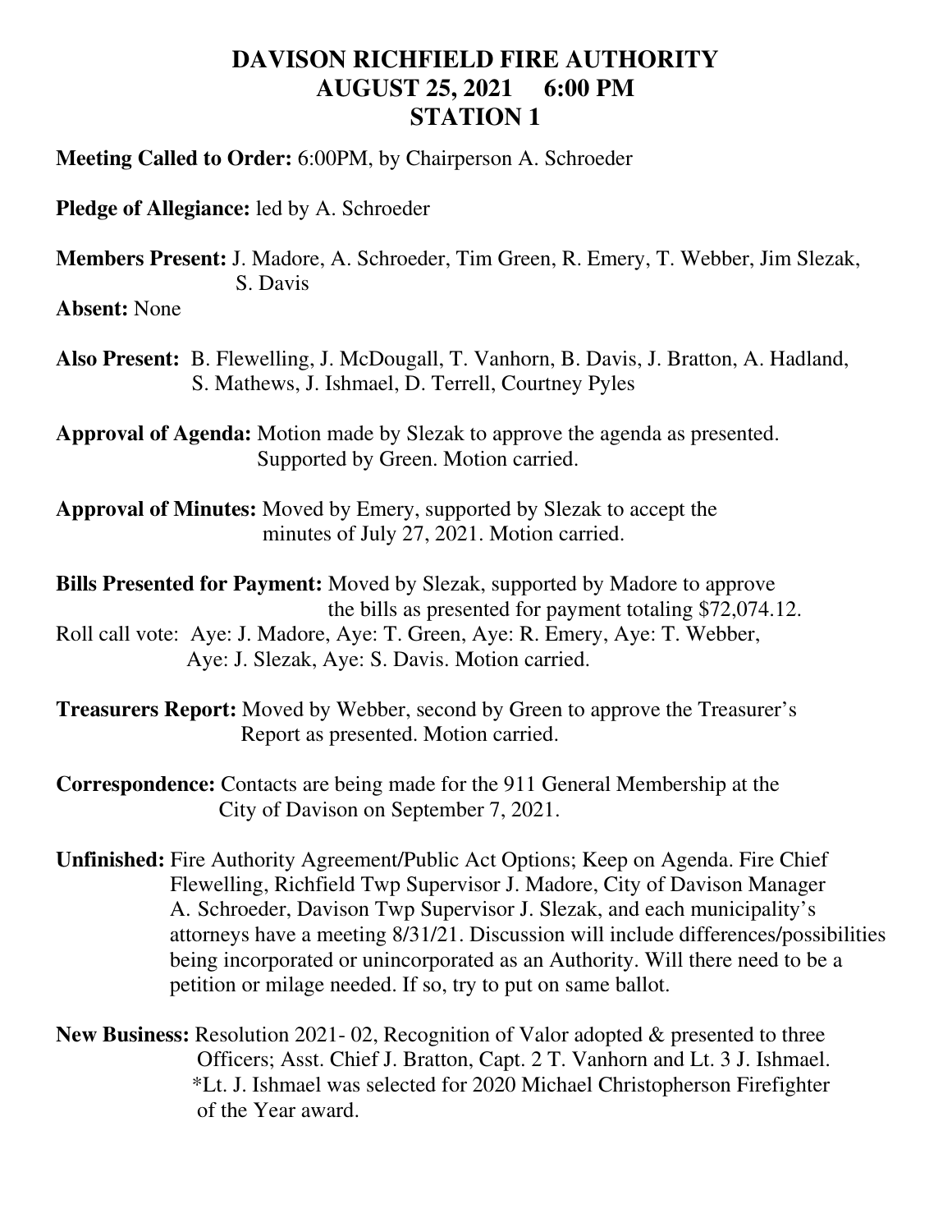# DAVISON RICHFIELD FIRE AUTHORITY
## AUGUST 25, 2021 6:00 PM
## STATION 1

**Meeting Called to Order:** 6:00PM, by Chairperson A. Schroeder

**Pledge of Allegiance:** led by A. Schroeder

**Members Present:** J. Madore, A. Schroeder, Tim Green, R. Emery, T. Webber, Jim Slezak, S. Davis

**Absent:** None

**Also Present:** B. Flewelling, J. McDougall, T. Vanhorn, B. Davis, J. Bratton, A. Hadland, S. Mathews, J. Ishmael, D. Terrell, Courtney Pyles

**Approval of Agenda:** Motion made by Slezak to approve the agenda as presented. Supported by Green. Motion carried.

**Approval of Minutes:** Moved by Emery, supported by Slezak to accept the minutes of July 27, 2021. Motion carried.

**Bills Presented for Payment:** Moved by Slezak, supported by Madore to approve the bills as presented for payment totaling $72,074.12.
Roll call vote: Aye: J. Madore, Aye: T. Green, Aye: R. Emery, Aye: T. Webber, Aye: J. Slezak, Aye: S. Davis. Motion carried.

**Treasurers Report:** Moved by Webber, second by Green to approve the Treasurer's Report as presented. Motion carried.

**Correspondence:** Contacts are being made for the 911 General Membership at the City of Davison on September 7, 2021.

**Unfinished:** Fire Authority Agreement/Public Act Options; Keep on Agenda. Fire Chief Flewelling, Richfield Twp Supervisor J. Madore, City of Davison Manager A. Schroeder, Davison Twp Supervisor J. Slezak, and each municipality's attorneys have a meeting 8/31/21. Discussion will include differences/possibilities being incorporated or unincorporated as an Authority. Will there need to be a petition or milage needed. If so, try to put on same ballot.

**New Business:** Resolution 2021- 02, Recognition of Valor adopted & presented to three Officers; Asst. Chief J. Bratton, Capt. 2 T. Vanhorn and Lt. 3 J. Ishmael.
*Lt. J. Ishmael was selected for 2020 Michael Christopherson Firefighter of the Year award.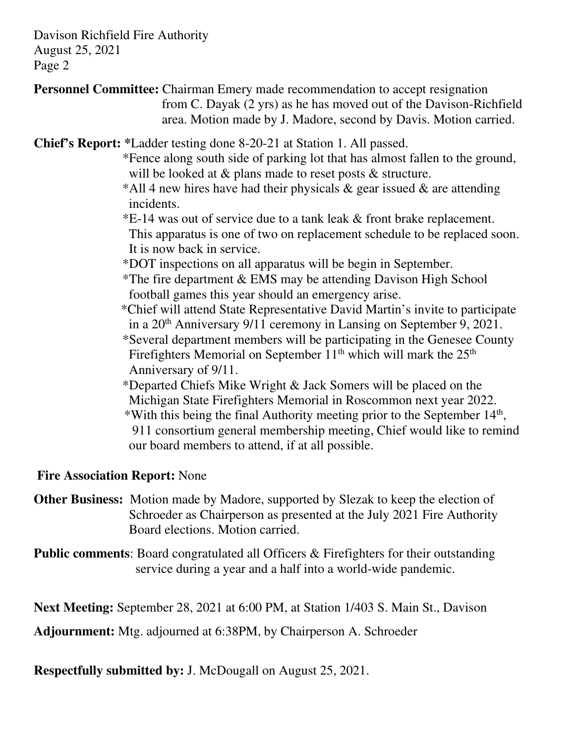**Personnel Committee:** Chairman Emery made recommendation to accept resignation from C. Dayak (2 yrs) as he has moved out of the Davison-Richfield area. Motion made by J. Madore, second by Davis. Motion carried.

**Chief's Report:** *Ladder testing done 8-20-21 at Station 1. All passed.

*Fence along south side of parking lot that has almost fallen to the ground, will be looked at & plans made to reset posts & structure.

*All 4 new hires have had their physicals & gear issued & are attending incidents.

*E-14 was out of service due to a tank leak & front brake replacement. This apparatus is one of two on replacement schedule to be replaced soon. It is now back in service.

*DOT inspections on all apparatus will be begin in September.

*The fire department & EMS may be attending Davison High School football games this year should an emergency arise.

*Chief will attend State Representative David Martin's invite to participate in a 20th Anniversary 9/11 ceremony in Lansing on September 9, 2021.

*Several department members will be participating in the Genesee County Firefighters Memorial on September 11th which will mark the 25th Anniversary of 9/11.

*Departed Chiefs Mike Wright & Jack Somers will be placed on the Michigan State Firefighters Memorial in Roscommon next year 2022.

*With this being the final Authority meeting prior to the September 14th, 911 consortium general membership meeting, Chief would like to remind our board members to attend, if at all possible.

**Fire Association Report:** None

**Other Business:** Motion made by Madore, supported by Slezak to keep the election of Schroeder as Chairperson as presented at the July 2021 Fire Authority Board elections. Motion carried.

**Public comments**: Board congratulated all Officers & Firefighters for their outstanding service during a year and a half into a world-wide pandemic.

**Next Meeting:** September 28, 2021 at 6:00 PM, at Station 1/403 S. Main St., Davison

**Adjournment:** Mtg. adjourned at 6:38PM, by Chairperson A. Schroeder

**Respectfully submitted by:** J. McDougall on August 25, 2021.